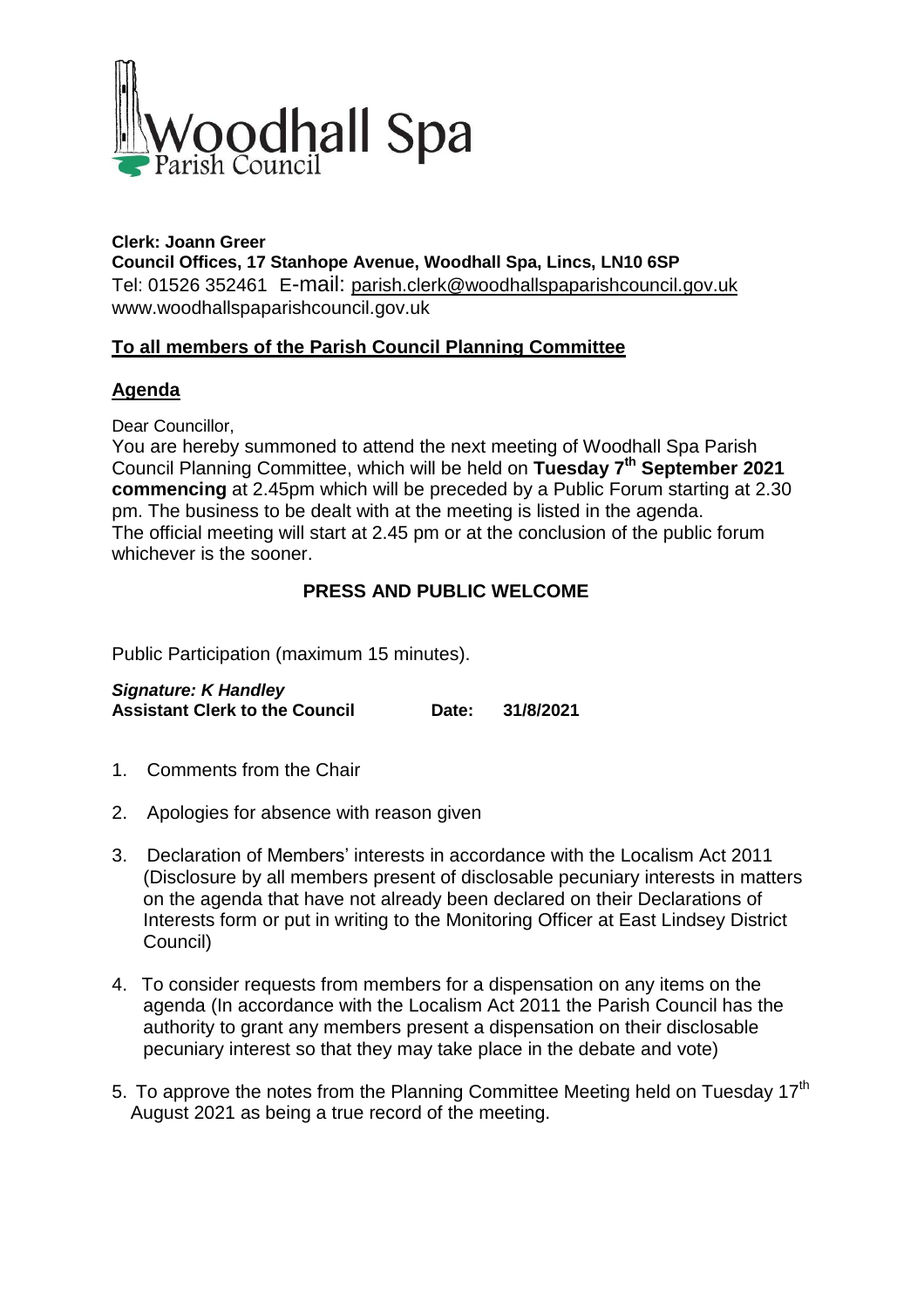# Woodhall Spa Parish Council

**Clerk: Joann Greer**
**Council Offices, 17 Stanhope Avenue, Woodhall Spa, Lincs, LN10 6SP**
Tel: 01526 352461 E-mail: parish.clerk@woodhallspaparishcouncil.gov.uk
www.woodhallspaparishcouncil.gov.uk

## To all members of the Parish Council Planning Committee

## Agenda

Dear Councillor,

You are hereby summoned to attend the next meeting of Woodhall Spa Parish Council Planning Committee, which will be held on **Tuesday 7th September 2021 commencing** at 2.45pm which will be preceded by a Public Forum starting at 2.30 pm. The business to be dealt with at the meeting is listed in the agenda.
The official meeting will start at 2.45 pm or at the conclusion of the public forum whichever is the sooner.

**PRESS AND PUBLIC WELCOME**

Public Participation (maximum 15 minutes).

***Signature: K Handley***
**Assistant Clerk to the Council Date: 31/8/2021**

1. Comments from the Chair
2. Apologies for absence with reason given
3. Declaration of Members' interests in accordance with the Localism Act 2011 (Disclosure by all members present of disclosable pecuniary interests in matters on the agenda that have not already been declared on their Declarations of Interests form or put in writing to the Monitoring Officer at East Lindsey District Council)
4. To consider requests from members for a dispensation on any items on the agenda (In accordance with the Localism Act 2011 the Parish Council has the authority to grant any members present a dispensation on their disclosable pecuniary interest so that they may take place in the debate and vote)
5. To approve the notes from the Planning Committee Meeting held on Tuesday 17th August 2021 as being a true record of the meeting.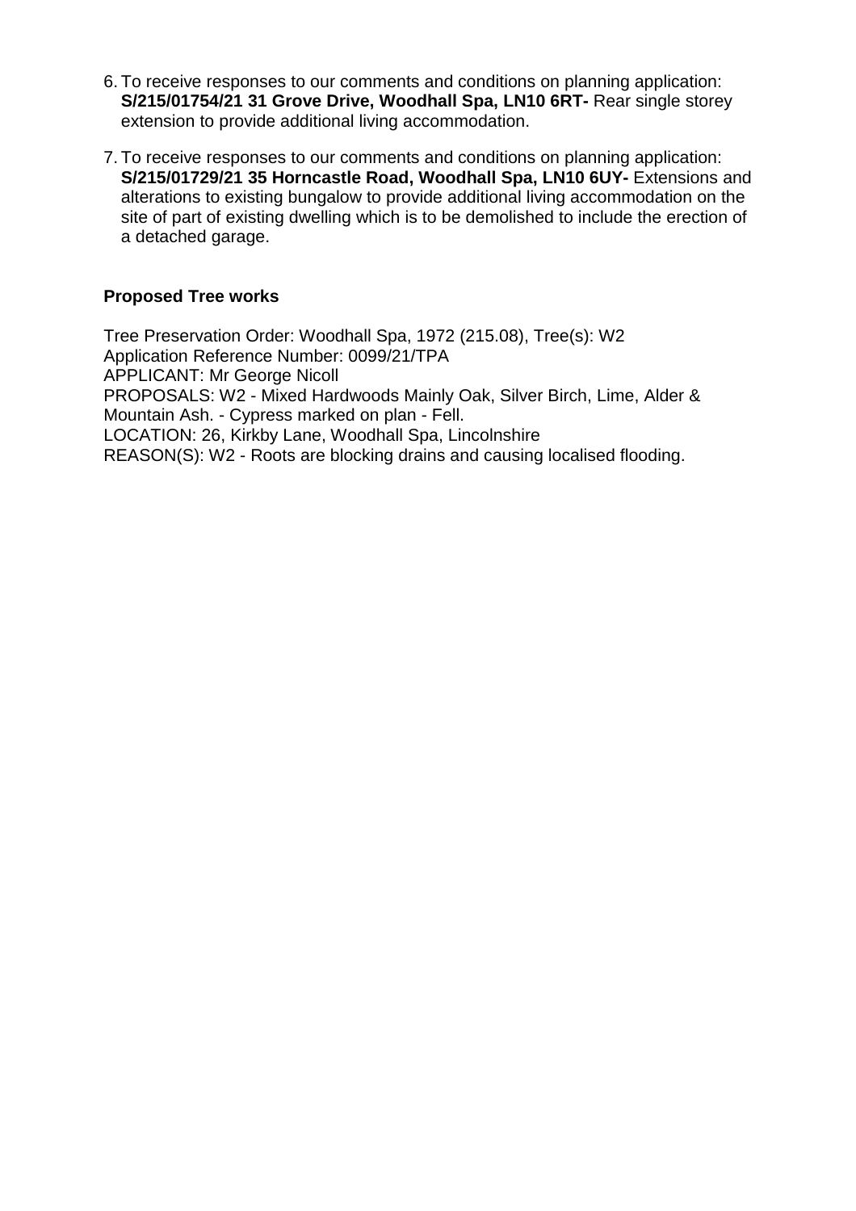6. To receive responses to our comments and conditions on planning application: **S/215/01754/21 31 Grove Drive, Woodhall Spa, LN10 6RT-** Rear single storey extension to provide additional living accommodation.

7. To receive responses to our comments and conditions on planning application: **S/215/01729/21 35 Horncastle Road, Woodhall Spa, LN10 6UY-** Extensions and alterations to existing bungalow to provide additional living accommodation on the site of part of existing dwelling which is to be demolished to include the erection of a detached garage.

**Proposed Tree works**

Tree Preservation Order: Woodhall Spa, 1972 (215.08), Tree(s): W2
Application Reference Number: 0099/21/TPA
APPLICANT: Mr George Nicoll
PROPOSALS: W2 - Mixed Hardwoods Mainly Oak, Silver Birch, Lime, Alder & Mountain Ash. - Cypress marked on plan - Fell.
LOCATION: 26, Kirkby Lane, Woodhall Spa, Lincolnshire
REASON(S): W2 - Roots are blocking drains and causing localised flooding.